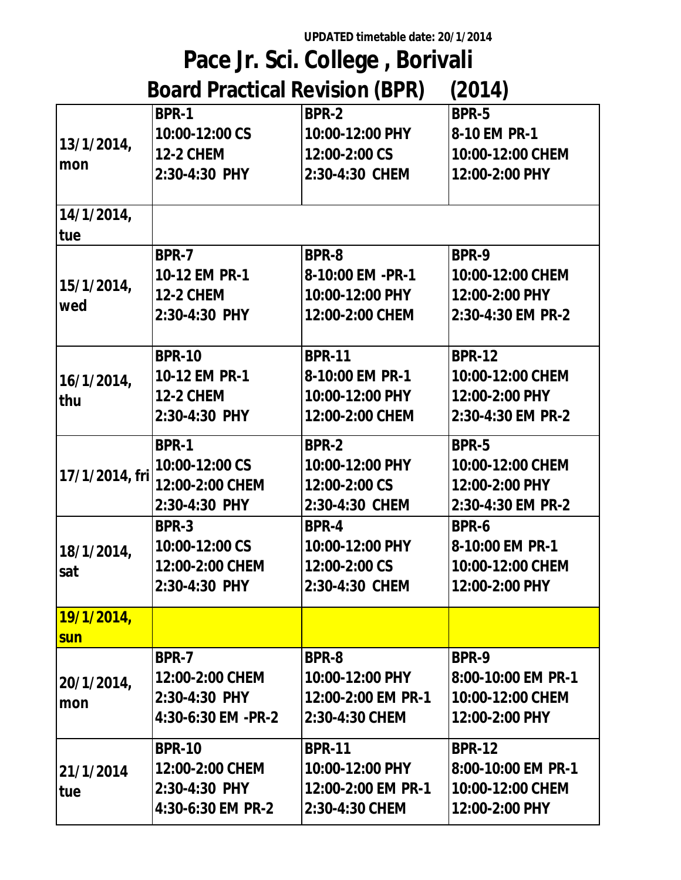UPDATED timetable date: 20/1/2014

# Pace Jr. Sci. College , Borivali

## Board Practical Revision (BPR) (2014)

| Date | | | |
|---|---|---|---|
| 13/1/2014, mon | BPR-1<br>10:00-12:00 CS<br>12-2 CHEM<br>2:30-4:30 PHY | BPR-2<br>10:00-12:00 PHY<br>12:00-2:00 CS<br>2:30-4:30 CHEM | BPR-5<br>8-10 EM PR-1<br>10:00-12:00 CHEM<br>12:00-2:00 PHY |
| 14/1/2014, tue | | | |
| 15/1/2014, wed | BPR-7<br>10-12 EM PR-1<br>12-2 CHEM<br>2:30-4:30 PHY | BPR-8<br>8-10:00 EM -PR-1<br>10:00-12:00 PHY<br>12:00-2:00 CHEM | BPR-9<br>10:00-12:00 CHEM<br>12:00-2:00 PHY<br>2:30-4:30 EM PR-2 |
| 16/1/2014, thu | BPR-10<br>10-12 EM PR-1<br>12-2 CHEM<br>2:30-4:30 PHY | BPR-11<br>8-10:00 EM PR-1<br>10:00-12:00 PHY<br>12:00-2:00 CHEM | BPR-12<br>10:00-12:00 CHEM<br>12:00-2:00 PHY<br>2:30-4:30 EM PR-2 |
| 17/1/2014, fri | BPR-1<br>10:00-12:00 CS<br>12:00-2:00 CHEM<br>2:30-4:30 PHY | BPR-2<br>10:00-12:00 PHY<br>12:00-2:00 CS<br>2:30-4:30 CHEM | BPR-5<br>10:00-12:00 CHEM<br>12:00-2:00 PHY<br>2:30-4:30 EM PR-2 |
| 18/1/2014, sat | BPR-3<br>10:00-12:00 CS<br>12:00-2:00 CHEM<br>2:30-4:30 PHY | BPR-4<br>10:00-12:00 PHY<br>12:00-2:00 CS<br>2:30-4:30 CHEM | BPR-6<br>8-10:00 EM PR-1<br>10:00-12:00 CHEM<br>12:00-2:00 PHY |
| 19/1/2014, sun | | | |
| 20/1/2014, mon | BPR-7<br>12:00-2:00 CHEM<br>2:30-4:30 PHY<br>4:30-6:30 EM -PR-2 | BPR-8<br>10:00-12:00 PHY<br>12:00-2:00 EM PR-1<br>2:30-4:30 CHEM | BPR-9<br>8:00-10:00 EM PR-1<br>10:00-12:00 CHEM<br>12:00-2:00 PHY |
| 21/1/2014 tue | BPR-10<br>12:00-2:00 CHEM<br>2:30-4:30 PHY<br>4:30-6:30 EM PR-2 | BPR-11<br>10:00-12:00 PHY<br>12:00-2:00 EM PR-1<br>2:30-4:30 CHEM | BPR-12<br>8:00-10:00 EM PR-1<br>10:00-12:00 CHEM<br>12:00-2:00 PHY |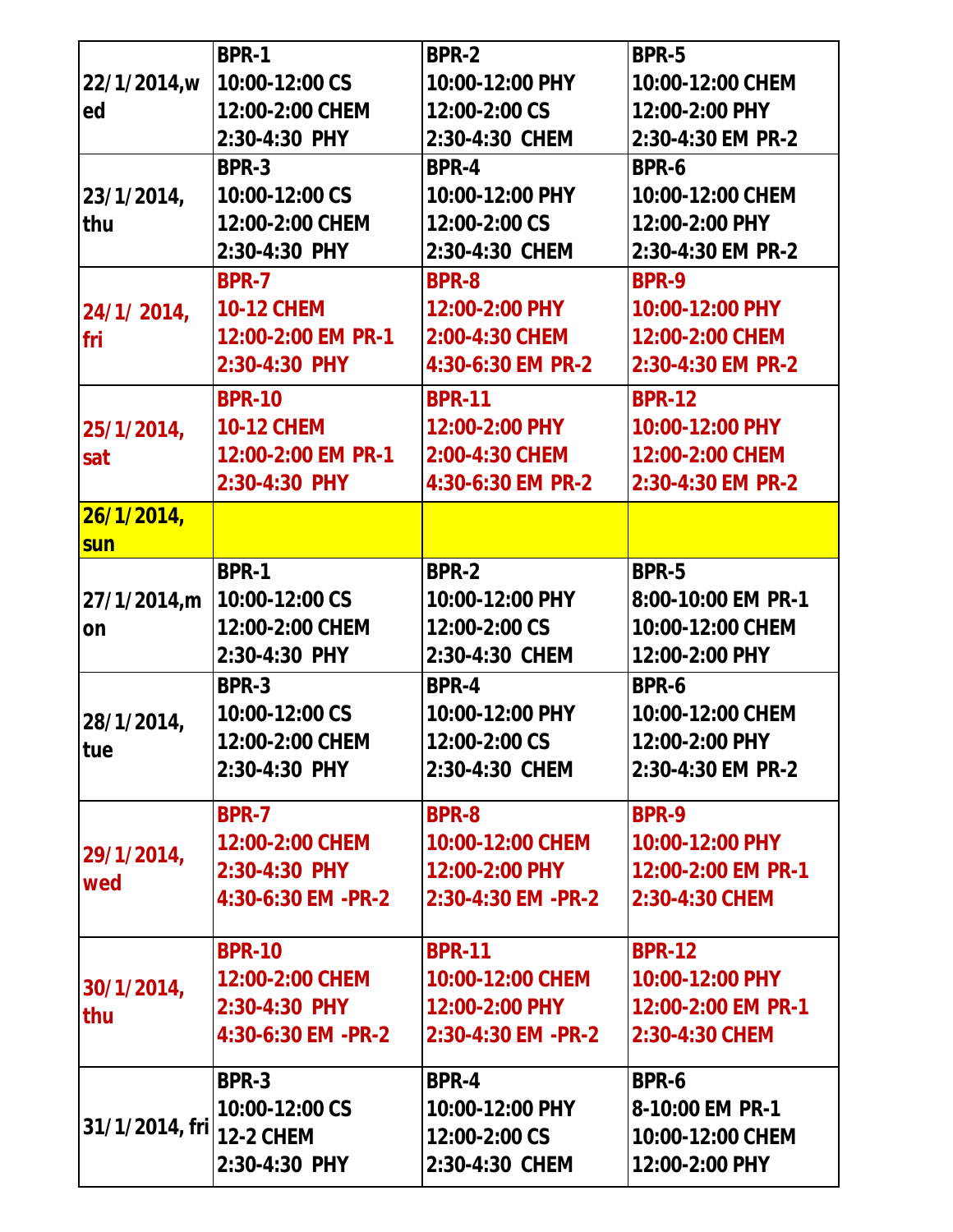| | | | |
|---|---|---|---|
| 22/1/2014,wed | BPR-1<br>10:00-12:00 CS<br>12:00-2:00 CHEM<br>2:30-4:30 PHY | BPR-2<br>10:00-12:00 PHY<br>12:00-2:00 CS<br>2:30-4:30 CHEM | BPR-5<br>10:00-12:00 CHEM<br>12:00-2:00 PHY<br>2:30-4:30 EM PR-2 |
| 23/1/2014, thu | BPR-3<br>10:00-12:00 CS<br>12:00-2:00 CHEM<br>2:30-4:30 PHY | BPR-4<br>10:00-12:00 PHY<br>12:00-2:00 CS<br>2:30-4:30 CHEM | BPR-6<br>10:00-12:00 CHEM<br>12:00-2:00 PHY<br>2:30-4:30 EM PR-2 |
| 24/1/ 2014, fri | BPR-7<br>10-12 CHEM<br>12:00-2:00 EM PR-1<br>2:30-4:30 PHY | BPR-8<br>12:00-2:00 PHY<br>2:00-4:30 CHEM<br>4:30-6:30 EM PR-2 | BPR-9<br>10:00-12:00 PHY<br>12:00-2:00 CHEM<br>2:30-4:30 EM PR-2 |
| 25/1/2014, sat | BPR-10<br>10-12 CHEM<br>12:00-2:00 EM PR-1<br>2:30-4:30 PHY | BPR-11<br>12:00-2:00 PHY<br>2:00-4:30 CHEM<br>4:30-6:30 EM PR-2 | BPR-12<br>10:00-12:00 PHY<br>12:00-2:00 CHEM<br>2:30-4:30 EM PR-2 |
| 26/1/2014, sun | | | |
| 27/1/2014,mon | BPR-1<br>10:00-12:00 CS<br>12:00-2:00 CHEM<br>2:30-4:30 PHY | BPR-2<br>10:00-12:00 PHY<br>12:00-2:00 CS<br>2:30-4:30 CHEM | BPR-5<br>8:00-10:00 EM PR-1<br>10:00-12:00 CHEM<br>12:00-2:00 PHY |
| 28/1/2014, tue | BPR-3<br>10:00-12:00 CS<br>12:00-2:00 CHEM<br>2:30-4:30 PHY | BPR-4<br>10:00-12:00 PHY<br>12:00-2:00 CS<br>2:30-4:30 CHEM | BPR-6<br>10:00-12:00 CHEM<br>12:00-2:00 PHY<br>2:30-4:30 EM PR-2 |
| 29/1/2014, wed | BPR-7<br>12:00-2:00 CHEM<br>2:30-4:30 PHY<br>4:30-6:30 EM -PR-2 | BPR-8<br>10:00-12:00 CHEM<br>12:00-2:00 PHY<br>2:30-4:30 EM -PR-2 | BPR-9<br>10:00-12:00 PHY<br>12:00-2:00 EM PR-1<br>2:30-4:30 CHEM |
| 30/1/2014, thu | BPR-10<br>12:00-2:00 CHEM<br>2:30-4:30 PHY<br>4:30-6:30 EM -PR-2 | BPR-11<br>10:00-12:00 CHEM<br>12:00-2:00 PHY<br>2:30-4:30 EM -PR-2 | BPR-12<br>10:00-12:00 PHY<br>12:00-2:00 EM PR-1<br>2:30-4:30 CHEM |
| 31/1/2014, fri | BPR-3<br>10:00-12:00 CS<br>12-2 CHEM<br>2:30-4:30 PHY | BPR-4<br>10:00-12:00 PHY<br>12:00-2:00 CS<br>2:30-4:30 CHEM | BPR-6<br>8-10:00 EM PR-1<br>10:00-12:00 CHEM<br>12:00-2:00 PHY |